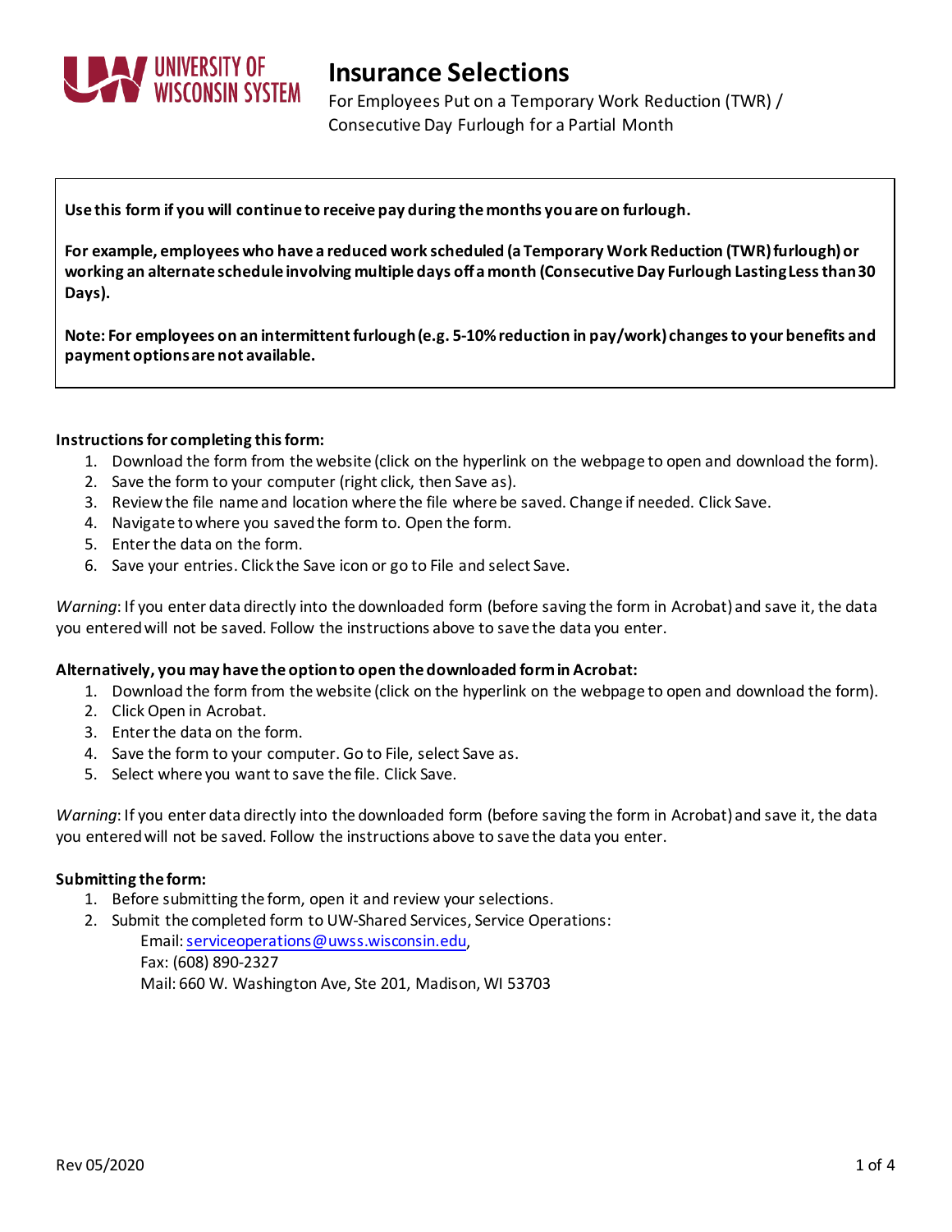# Insurance Selections

For Employees Put on a Temporary Work Reduction (TWR) / Consecutive Day Furlough for a Partial Month

**Use this form if you will continue to receive pay during the months you are on furlough.**

**For example, employees who have a reduced work scheduled (a Temporary Work Reduction (TWR) furlough) or working an alternate schedule involving multiple days off a month (Consecutive Day Furlough Lasting Less than 30 Days).**

**Note: For employees on an intermittent furlough (e.g. 5-10% reduction in pay/work) changes to your benefits and payment options are not available.**

**Instructions for completing this form:**

1. Download the form from the website (click on the hyperlink on the webpage to open and download the form).
2. Save the form to your computer (right click, then Save as).
3. Review the file name and location where the file where be saved. Change if needed. Click Save.
4. Navigate to where you saved the form to. Open the form.
5. Enter the data on the form.
6. Save your entries. Click the Save icon or go to File and select Save.

*Warning*: If you enter data directly into the downloaded form (before saving the form in Acrobat) and save it, the data you entered will not be saved. Follow the instructions above to save the data you enter.

**Alternatively, you may have the option to open the downloaded form in Acrobat:**

1. Download the form from the website (click on the hyperlink on the webpage to open and download the form).
2. Click Open in Acrobat.
3. Enter the data on the form.
4. Save the form to your computer. Go to File, select Save as.
5. Select where you want to save the file. Click Save.

*Warning*: If you enter data directly into the downloaded form (before saving the form in Acrobat) and save it, the data you entered will not be saved. Follow the instructions above to save the data you enter.

**Submitting the form:**

1. Before submitting the form, open it and review your selections.
2. Submit the completed form to UW-Shared Services, Service Operations:
   Email: serviceoperations@uwss.wisconsin.edu,
   Fax: (608) 890-2327
   Mail: 660 W. Washington Ave, Ste 201, Madison, WI 53703

Rev 05/2020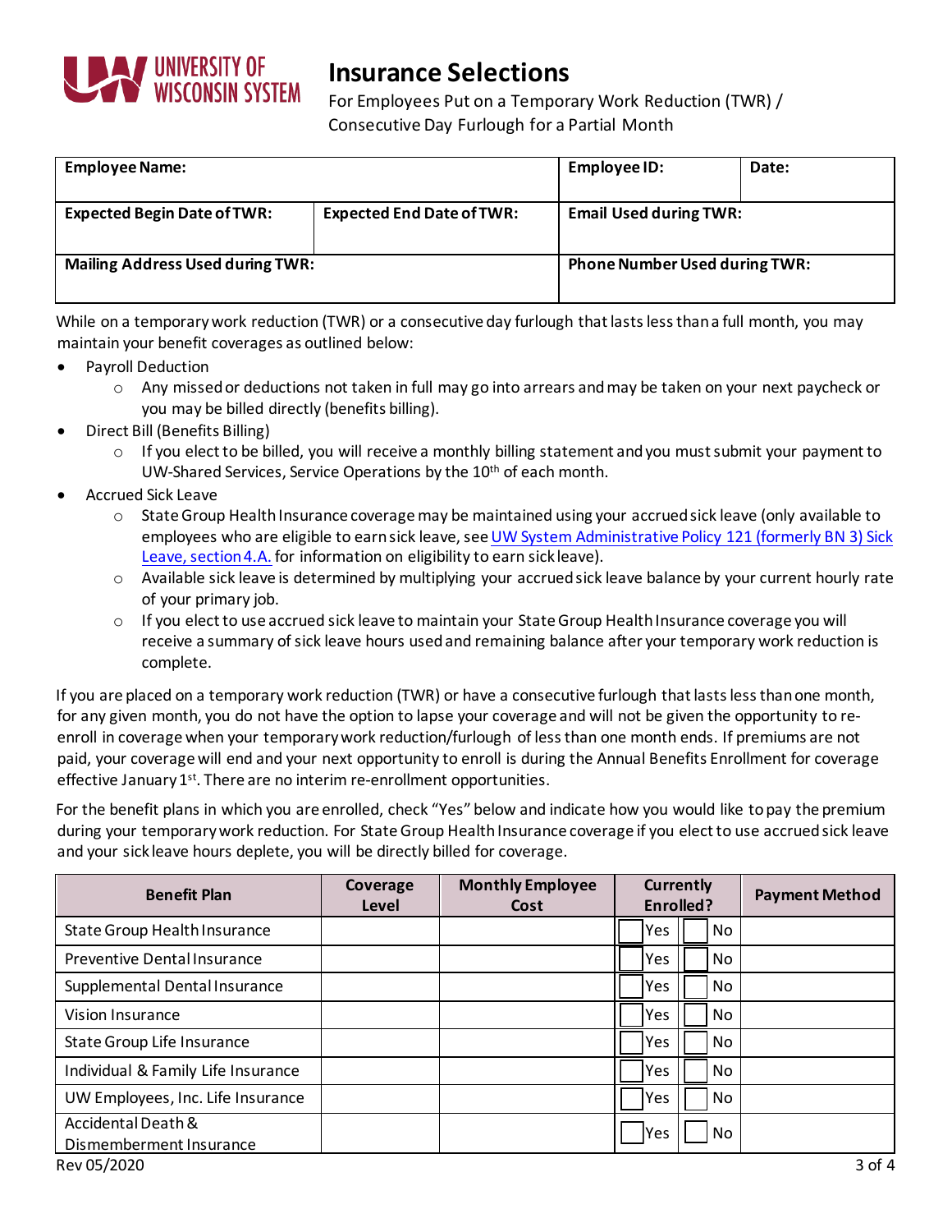# Insurance Selections

For Employees Put on a Temporary Work Reduction (TWR) / Consecutive Day Furlough for a Partial Month

| Employee Name: | | Employee ID: | Date: |
|---|---|---|---|
| **Expected Begin Date of TWR:** | **Expected End Date of TWR:** | **Email Used during TWR:** | |
| **Mailing Address Used during TWR:** | | **Phone Number Used during TWR:** | |

While on a temporary work reduction (TWR) or a consecutive day furlough that lasts less than a full month, you may maintain your benefit coverages as outlined below:

- Payroll Deduction
  - Any missed or deductions not taken in full may go into arrears and may be taken on your next paycheck or you may be billed directly (benefits billing).
- Direct Bill (Benefits Billing)
  - If you elect to be billed, you will receive a monthly billing statement and you must submit your payment to UW-Shared Services, Service Operations by the 10th of each month.
- Accrued Sick Leave
  - State Group Health Insurance coverage may be maintained using your accrued sick leave (only available to employees who are eligible to earn sick leave, see UW System Administrative Policy 121 (formerly BN 3) Sick Leave, section 4.A. for information on eligibility to earn sick leave).
  - Available sick leave is determined by multiplying your accrued sick leave balance by your current hourly rate of your primary job.
  - If you elect to use accrued sick leave to maintain your State Group Health Insurance coverage you will receive a summary of sick leave hours used and remaining balance after your temporary work reduction is complete.

If you are placed on a temporary work reduction (TWR) or have a consecutive furlough that lasts less than one month, for any given month, you do not have the option to lapse your coverage and will not be given the opportunity to re-enroll in coverage when your temporary work reduction/furlough of less than one month ends. If premiums are not paid, your coverage will end and your next opportunity to enroll is during the Annual Benefits Enrollment for coverage effective January 1st. There are no interim re-enrollment opportunities.

For the benefit plans in which you are enrolled, check "Yes" below and indicate how you would like to pay the premium during your temporary work reduction. For State Group Health Insurance coverage if you elect to use accrued sick leave and your sick leave hours deplete, you will be directly billed for coverage.

| Benefit Plan | Coverage Level | Monthly Employee Cost | Currently Enrolled? | | Payment Method |
|---|---|---|---|---|---|
| State Group Health Insurance | | | ☐ Yes | ☐ No | |
| Preventive Dental Insurance | | | ☐ Yes | ☐ No | |
| Supplemental Dental Insurance | | | ☐ Yes | ☐ No | |
| Vision Insurance | | | ☐ Yes | ☐ No | |
| State Group Life Insurance | | | ☐ Yes | ☐ No | |
| Individual & Family Life Insurance | | | ☐ Yes | ☐ No | |
| UW Employees, Inc. Life Insurance | | | ☐ Yes | ☐ No | |
| Accidental Death & Dismemberment Insurance | | | ☐ Yes | ☐ No | |

Rev 05/2020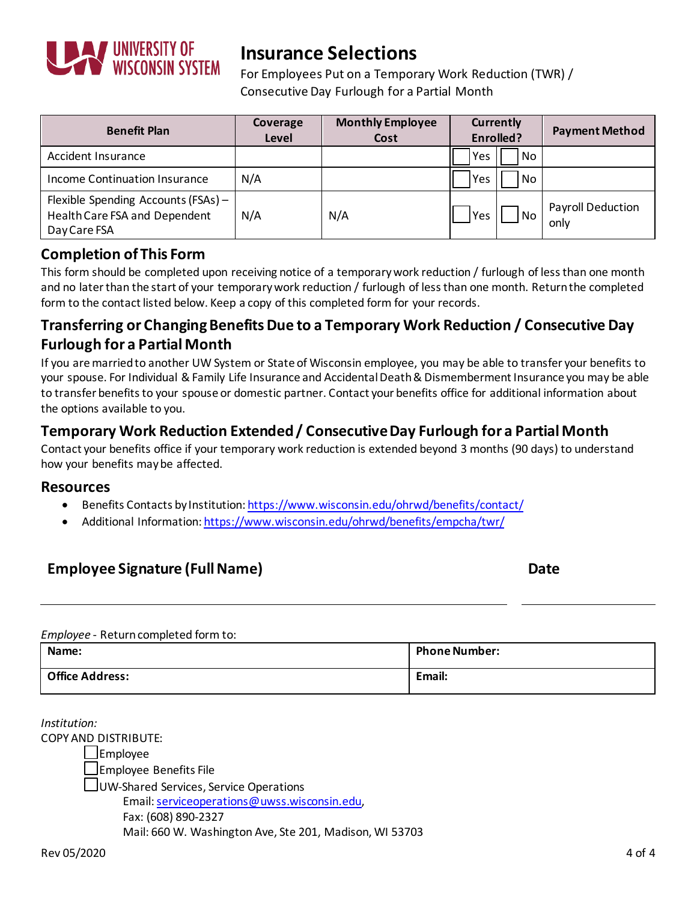# Insurance Selections

For Employees Put on a Temporary Work Reduction (TWR) / Consecutive Day Furlough for a Partial Month

| Benefit Plan | Coverage Level | Monthly Employee Cost | Currently Enrolled? | | Payment Method |
|---|---|---|---|---|---|
| Accident Insurance | | | ☐ Yes | ☐ No | |
| Income Continuation Insurance | N/A | | ☐ Yes | ☐ No | |
| Flexible Spending Accounts (FSAs) – Health Care FSA and Dependent Day Care FSA | N/A | N/A | ☐ Yes | ☐ No | Payroll Deduction only |

## Completion of This Form

This form should be completed upon receiving notice of a temporary work reduction / furlough of less than one month and no later than the start of your temporary work reduction / furlough of less than one month. Return the completed form to the contact listed below. Keep a copy of this completed form for your records.

## Transferring or Changing Benefits Due to a Temporary Work Reduction / Consecutive Day Furlough for a Partial Month

If you are married to another UW System or State of Wisconsin employee, you may be able to transfer your benefits to your spouse. For Individual & Family Life Insurance and Accidental Death & Dismemberment Insurance you may be able to transfer benefits to your spouse or domestic partner. Contact your benefits office for additional information about the options available to you.

## Temporary Work Reduction Extended / Consecutive Day Furlough for a Partial Month

Contact your benefits office if your temporary work reduction is extended beyond 3 months (90 days) to understand how your benefits may be affected.

## Resources

- Benefits Contacts by Institution: https://www.wisconsin.edu/ohrwd/benefits/contact/
- Additional Information: https://www.wisconsin.edu/ohrwd/benefits/empcha/twr/

**Employee Signature (Full Name)** ______________________________ **Date** ____________

*Employee* - Return completed form to:

| | |
|---|---|
| **Name:** | **Phone Number:** |
| **Office Address:** | **Email:** |

*Institution:*

COPY AND DISTRIBUTE:

- ☐ Employee
- ☐ Employee Benefits File
- ☐ UW-Shared Services, Service Operations
  - Email: serviceoperations@uwss.wisconsin.edu,
  - Fax: (608) 890-2327
  - Mail: 660 W. Washington Ave, Ste 201, Madison, WI 53703

Rev 05/2020